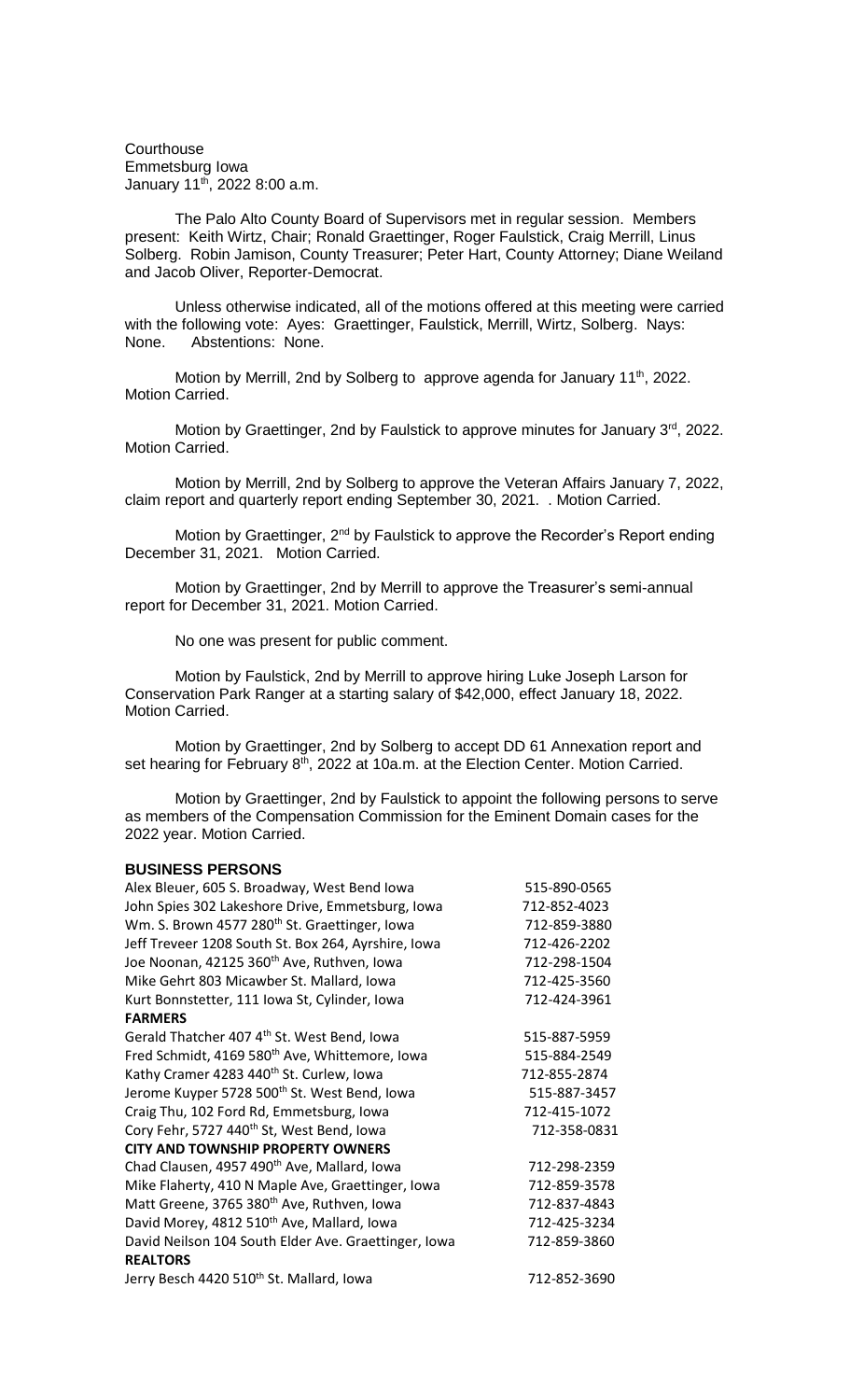Courthouse
Emmetsburg Iowa
January 11th, 2022 8:00 a.m.

The Palo Alto County Board of Supervisors met in regular session. Members present: Keith Wirtz, Chair; Ronald Graettinger, Roger Faulstick, Craig Merrill, Linus Solberg. Robin Jamison, County Treasurer; Peter Hart, County Attorney; Diane Weiland and Jacob Oliver, Reporter-Democrat.

Unless otherwise indicated, all of the motions offered at this meeting were carried with the following vote: Ayes: Graettinger, Faulstick, Merrill, Wirtz, Solberg. Nays: None. Abstentions: None.

Motion by Merrill, 2nd by Solberg to approve agenda for January 11th, 2022. Motion Carried.

Motion by Graettinger, 2nd by Faulstick to approve minutes for January 3rd, 2022. Motion Carried.

Motion by Merrill, 2nd by Solberg to approve the Veteran Affairs January 7, 2022, claim report and quarterly report ending September 30, 2021. . Motion Carried.

Motion by Graettinger, 2nd by Faulstick to approve the Recorder's Report ending December 31, 2021. Motion Carried.

Motion by Graettinger, 2nd by Merrill to approve the Treasurer's semi-annual report for December 31, 2021. Motion Carried.

No one was present for public comment.

Motion by Faulstick, 2nd by Merrill to approve hiring Luke Joseph Larson for Conservation Park Ranger at a starting salary of $42,000, effect January 18, 2022. Motion Carried.

Motion by Graettinger, 2nd by Solberg to accept DD 61 Annexation report and set hearing for February 8th, 2022 at 10a.m. at the Election Center. Motion Carried.

Motion by Graettinger, 2nd by Faulstick to appoint the following persons to serve as members of the Compensation Commission for the Eminent Domain cases for the 2022 year. Motion Carried.

**BUSINESS PERSONS**

| | |
|---|---|
| Alex Bleuer, 605 S. Broadway, West Bend Iowa | 515-890-0565 |
| John Spies 302 Lakeshore Drive, Emmetsburg, Iowa | 712-852-4023 |
| Wm. S. Brown 4577 280th St. Graettinger, Iowa | 712-859-3880 |
| Jeff Treveer 1208 South St. Box 264, Ayrshire, Iowa | 712-426-2202 |
| Joe Noonan, 42125 360th Ave, Ruthven, Iowa | 712-298-1504 |
| Mike Gehrt 803 Micawber St. Mallard, Iowa | 712-425-3560 |
| Kurt Bonnstetter, 111 Iowa St, Cylinder, Iowa | 712-424-3961 |
| **FARMERS** | |
| Gerald Thatcher 407 4th St. West Bend, Iowa | 515-887-5959 |
| Fred Schmidt, 4169 580th Ave, Whittemore, Iowa | 515-884-2549 |
| Kathy Cramer 4283 440th St. Curlew, Iowa | 712-855-2874 |
| Jerome Kuyper 5728 500th St. West Bend, Iowa | 515-887-3457 |
| Craig Thu, 102 Ford Rd, Emmetsburg, Iowa | 712-415-1072 |
| Cory Fehr, 5727 440th St, West Bend, Iowa | 712-358-0831 |
| **CITY AND TOWNSHIP PROPERTY OWNERS** | |
| Chad Clausen, 4957 490th Ave, Mallard, Iowa | 712-298-2359 |
| Mike Flaherty, 410 N Maple Ave, Graettinger, Iowa | 712-859-3578 |
| Matt Greene, 3765 380th Ave, Ruthven, Iowa | 712-837-4843 |
| David Morey, 4812 510th Ave, Mallard, Iowa | 712-425-3234 |
| David Neilson 104 South Elder Ave. Graettinger, Iowa | 712-859-3860 |
| **REALTORS** | |
| Jerry Besch 4420 510th St. Mallard, Iowa | 712-852-3690 |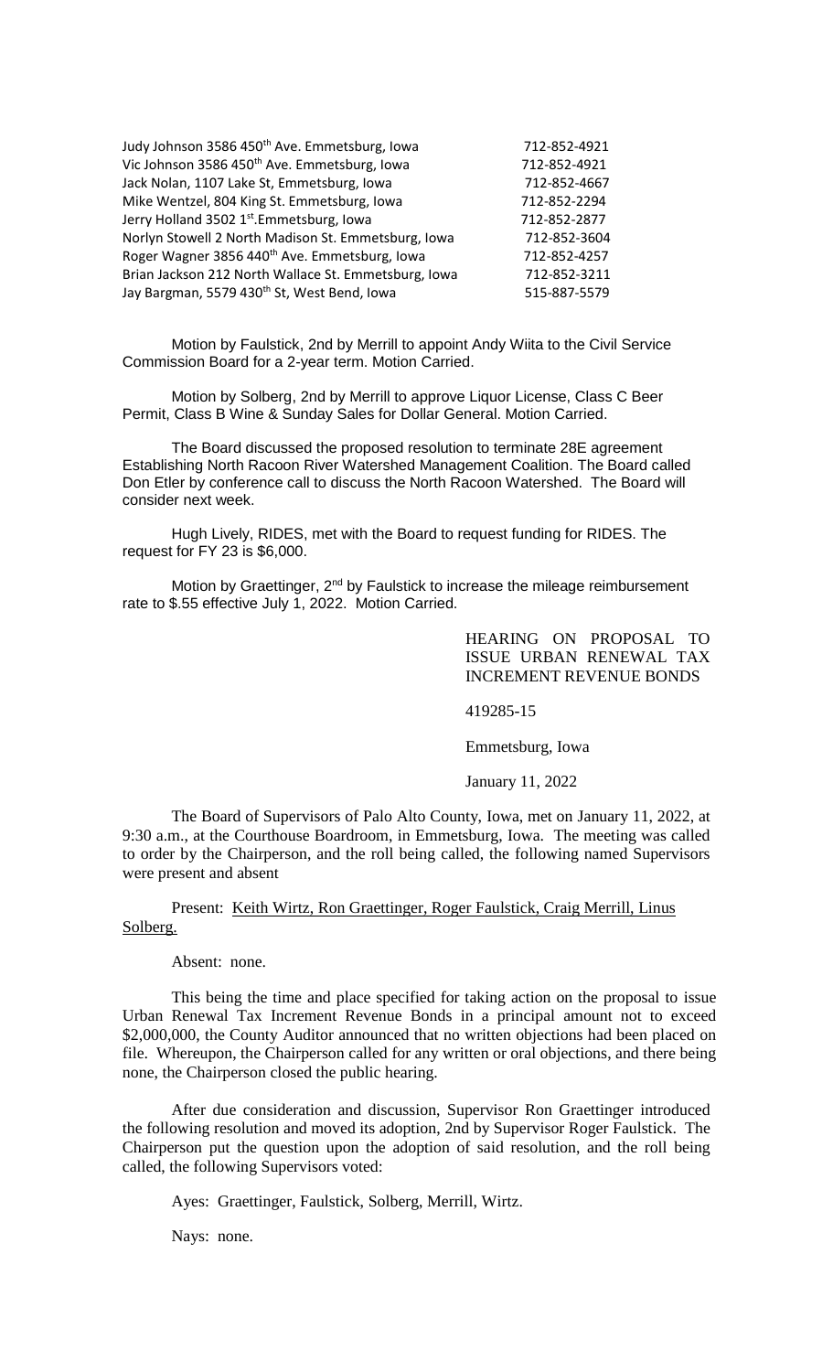| | |
|---|---|
| Judy Johnson 3586 450th Ave. Emmetsburg, Iowa | 712-852-4921 |
| Vic Johnson 3586 450th Ave. Emmetsburg, Iowa | 712-852-4921 |
| Jack Nolan, 1107 Lake St, Emmetsburg, Iowa | 712-852-4667 |
| Mike Wentzel, 804 King St. Emmetsburg, Iowa | 712-852-2294 |
| Jerry Holland 3502 1st.Emmetsburg, Iowa | 712-852-2877 |
| Norlyn Stowell 2 North Madison St. Emmetsburg, Iowa | 712-852-3604 |
| Roger Wagner 3856 440th Ave. Emmetsburg, Iowa | 712-852-4257 |
| Brian Jackson 212 North Wallace St. Emmetsburg, Iowa | 712-852-3211 |
| Jay Bargman, 5579 430th St, West Bend, Iowa | 515-887-5579 |

Motion by Faulstick, 2nd by Merrill to appoint Andy Wiita to the Civil Service Commission Board for a 2-year term. Motion Carried.

Motion by Solberg, 2nd by Merrill to approve Liquor License, Class C Beer Permit, Class B Wine & Sunday Sales for Dollar General. Motion Carried.

The Board discussed the proposed resolution to terminate 28E agreement Establishing North Racoon River Watershed Management Coalition. The Board called Don Etler by conference call to discuss the North Racoon Watershed. The Board will consider next week.

Hugh Lively, RIDES, met with the Board to request funding for RIDES. The request for FY 23 is $6,000.

Motion by Graettinger, 2nd by Faulstick to increase the mileage reimbursement rate to $.55 effective July 1, 2022. Motion Carried.

HEARING ON PROPOSAL TO ISSUE URBAN RENEWAL TAX INCREMENT REVENUE BONDS

419285-15

Emmetsburg, Iowa

January 11, 2022

The Board of Supervisors of Palo Alto County, Iowa, met on January 11, 2022, at 9:30 a.m., at the Courthouse Boardroom, in Emmetsburg, Iowa. The meeting was called to order by the Chairperson, and the roll being called, the following named Supervisors were present and absent

Present: Keith Wirtz, Ron Graettinger, Roger Faulstick, Craig Merrill, Linus Solberg.

Absent: none.

This being the time and place specified for taking action on the proposal to issue Urban Renewal Tax Increment Revenue Bonds in a principal amount not to exceed $2,000,000, the County Auditor announced that no written objections had been placed on file. Whereupon, the Chairperson called for any written or oral objections, and there being none, the Chairperson closed the public hearing.

After due consideration and discussion, Supervisor Ron Graettinger introduced the following resolution and moved its adoption, 2nd by Supervisor Roger Faulstick. The Chairperson put the question upon the adoption of said resolution, and the roll being called, the following Supervisors voted:

Ayes: Graettinger, Faulstick, Solberg, Merrill, Wirtz.

Nays: none.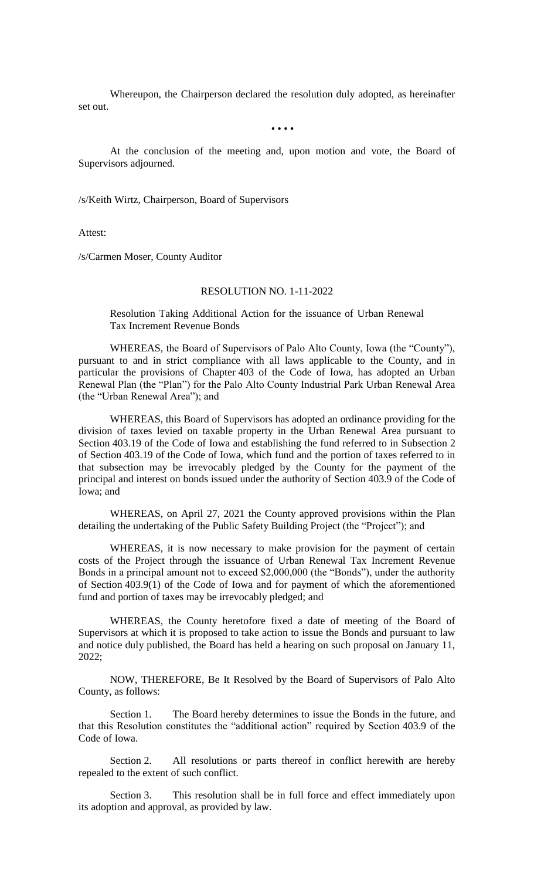Whereupon, the Chairperson declared the resolution duly adopted, as hereinafter set out.

• • • •

At the conclusion of the meeting and, upon motion and vote, the Board of Supervisors adjourned.

/s/Keith Wirtz, Chairperson, Board of Supervisors

Attest:

/s/Carmen Moser, County Auditor

RESOLUTION NO. 1-11-2022

Resolution Taking Additional Action for the issuance of Urban Renewal Tax Increment Revenue Bonds

WHEREAS, the Board of Supervisors of Palo Alto County, Iowa (the "County"), pursuant to and in strict compliance with all laws applicable to the County, and in particular the provisions of Chapter 403 of the Code of Iowa, has adopted an Urban Renewal Plan (the "Plan") for the Palo Alto County Industrial Park Urban Renewal Area (the "Urban Renewal Area"); and

WHEREAS, this Board of Supervisors has adopted an ordinance providing for the division of taxes levied on taxable property in the Urban Renewal Area pursuant to Section 403.19 of the Code of Iowa and establishing the fund referred to in Subsection 2 of Section 403.19 of the Code of Iowa, which fund and the portion of taxes referred to in that subsection may be irrevocably pledged by the County for the payment of the principal and interest on bonds issued under the authority of Section 403.9 of the Code of Iowa; and

WHEREAS, on April 27, 2021 the County approved provisions within the Plan detailing the undertaking of the Public Safety Building Project (the "Project"); and

WHEREAS, it is now necessary to make provision for the payment of certain costs of the Project through the issuance of Urban Renewal Tax Increment Revenue Bonds in a principal amount not to exceed $2,000,000 (the "Bonds"), under the authority of Section 403.9(1) of the Code of Iowa and for payment of which the aforementioned fund and portion of taxes may be irrevocably pledged; and

WHEREAS, the County heretofore fixed a date of meeting of the Board of Supervisors at which it is proposed to take action to issue the Bonds and pursuant to law and notice duly published, the Board has held a hearing on such proposal on January 11, 2022;

NOW, THEREFORE, Be It Resolved by the Board of Supervisors of Palo Alto County, as follows:

Section 1. The Board hereby determines to issue the Bonds in the future, and that this Resolution constitutes the "additional action" required by Section 403.9 of the Code of Iowa.

Section 2. All resolutions or parts thereof in conflict herewith are hereby repealed to the extent of such conflict.

Section 3. This resolution shall be in full force and effect immediately upon its adoption and approval, as provided by law.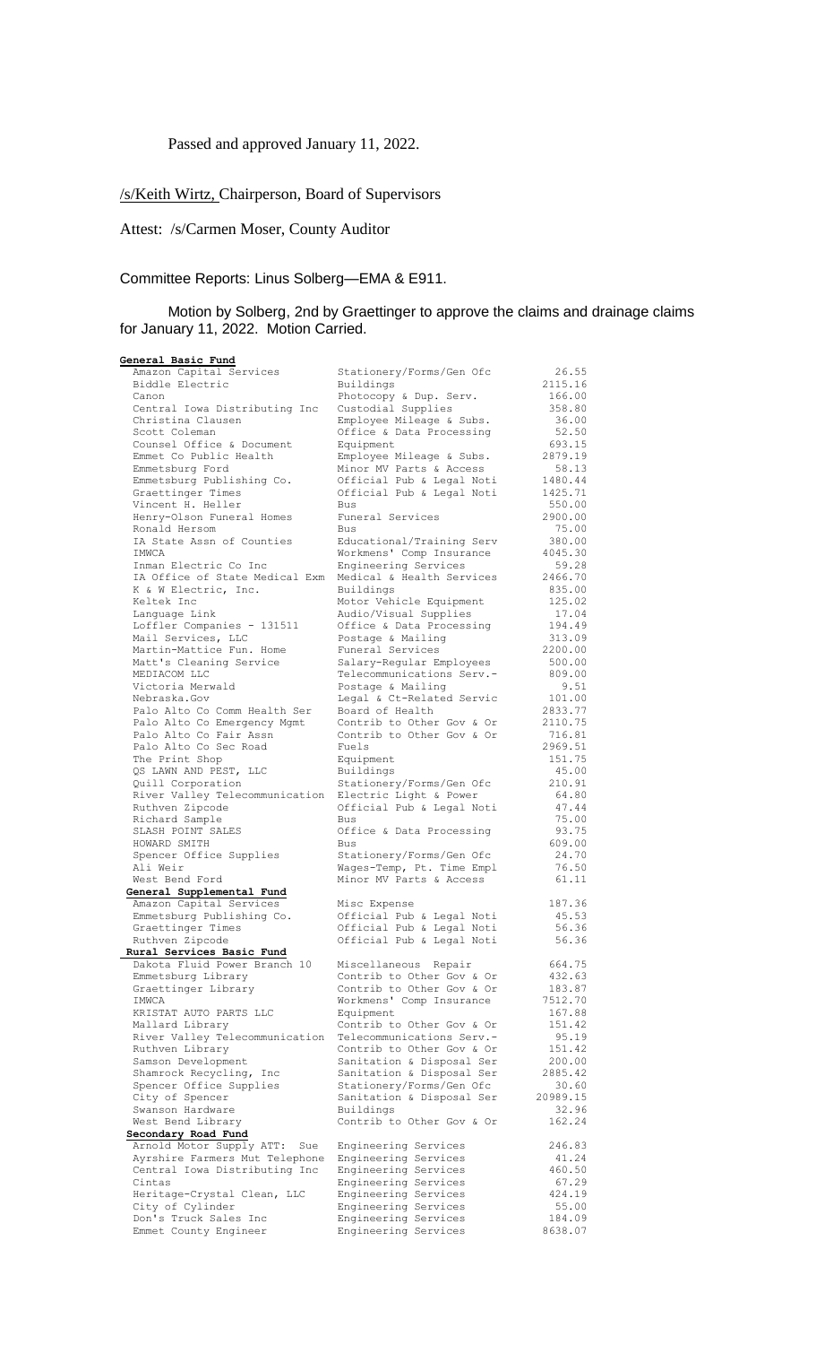Passed and approved January 11, 2022.

/s/Keith Wirtz, Chairperson, Board of Supervisors

Attest: /s/Carmen Moser, County Auditor

Committee Reports: Linus Solberg—EMA & E911.

Motion by Solberg, 2nd by Graettinger to approve the claims and drainage claims for January 11, 2022. Motion Carried.

| **General Basic Fund** | | |
|---|---|---|
| Amazon Capital Services | Stationery/Forms/Gen Ofc | 26.55 |
| Biddle Electric | Buildings | 2115.16 |
| Canon | Photocopy & Dup. Serv. | 166.00 |
| Central Iowa Distributing Inc | Custodial Supplies | 358.80 |
| Christina Clausen | Employee Mileage & Subs. | 36.00 |
| Scott Coleman | Office & Data Processing | 52.50 |
| Counsel Office & Document | Equipment | 693.15 |
| Emmet Co Public Health | Employee Mileage & Subs. | 2879.19 |
| Emmetsburg Ford | Minor MV Parts & Access | 58.13 |
| Emmetsburg Publishing Co. | Official Pub & Legal Noti | 1480.44 |
| Graettinger Times | Official Pub & Legal Noti | 1425.71 |
| Vincent H. Heller | Bus | 550.00 |
| Henry-Olson Funeral Homes | Funeral Services | 2900.00 |
| Ronald Hersom | Bus | 75.00 |
| IA State Assn of Counties | Educational/Training Serv | 380.00 |
| IMWCA | Workmens' Comp Insurance | 4045.30 |
| Inman Electric Co Inc | Engineering Services | 59.28 |
| IA Office of State Medical Exm | Medical & Health Services | 2466.70 |
| K & W Electric, Inc. | Buildings | 835.00 |
| Keltek Inc | Motor Vehicle Equipment | 125.02 |
| Language Link | Audio/Visual Supplies | 17.04 |
| Loffler Companies - 131511 | Office & Data Processing | 194.49 |
| Mail Services, LLC | Postage & Mailing | 313.09 |
| Martin-Mattice Fun. Home | Funeral Services | 2200.00 |
| Matt's Cleaning Service | Salary-Regular Employees | 500.00 |
| MEDIACOM LLC | Telecommunications Serv.- | 809.00 |
| Victoria Merwald | Postage & Mailing | 9.51 |
| Nebraska.Gov | Legal & Ct-Related Servic | 101.00 |
| Palo Alto Co Comm Health Ser | Board of Health | 2833.77 |
| Palo Alto Co Emergency Mgmt | Contrib to Other Gov & Or | 2110.75 |
| Palo Alto Co Fair Assn | Contrib to Other Gov & Or | 716.81 |
| Palo Alto Co Sec Road | Fuels | 2969.51 |
| The Print Shop | Equipment | 151.75 |
| QS LAWN AND PEST, LLC | Buildings | 45.00 |
| Quill Corporation | Stationery/Forms/Gen Ofc | 210.91 |
| River Valley Telecommunication | Electric Light & Power | 64.80 |
| Ruthven Zipcode | Official Pub & Legal Noti | 47.44 |
| Richard Sample | Bus | 75.00 |
| SLASH POINT SALES | Office & Data Processing | 93.75 |
| HOWARD SMITH | Bus | 609.00 |
| Spencer Office Supplies | Stationery/Forms/Gen Ofc | 24.70 |
| Ali Weir | Wages-Temp, Pt. Time Empl | 76.50 |
| West Bend Ford | Minor MV Parts & Access | 61.11 |
| **General Supplemental Fund** | | |
| Amazon Capital Services | Misc Expense | 187.36 |
| Emmetsburg Publishing Co. | Official Pub & Legal Noti | 45.53 |
| Graettinger Times | Official Pub & Legal Noti | 56.36 |
| Ruthven Zipcode | Official Pub & Legal Noti | 56.36 |
| **Rural Services Basic Fund** | | |
| Dakota Fluid Power Branch 10 | Miscellaneous Repair | 664.75 |
| Emmetsburg Library | Contrib to Other Gov & Or | 432.63 |
| Graettinger Library | Contrib to Other Gov & Or | 183.87 |
| IMWCA | Workmens' Comp Insurance | 7512.70 |
| KRISTAT AUTO PARTS LLC | Equipment | 167.88 |
| Mallard Library | Contrib to Other Gov & Or | 151.42 |
| River Valley Telecommunication | Telecommunications Serv.- | 95.19 |
| Ruthven Library | Contrib to Other Gov & Or | 151.42 |
| Samson Development | Sanitation & Disposal Ser | 200.00 |
| Shamrock Recycling, Inc | Sanitation & Disposal Ser | 2885.42 |
| Spencer Office Supplies | Stationery/Forms/Gen Ofc | 30.60 |
| City of Spencer | Sanitation & Disposal Ser | 20989.15 |
| Swanson Hardware | Buildings | 32.96 |
| West Bend Library | Contrib to Other Gov & Or | 162.24 |
| **Secondary Road Fund** | | |
| Arnold Motor Supply ATT: Sue | Engineering Services | 246.83 |
| Ayrshire Farmers Mut Telephone | Engineering Services | 41.24 |
| Central Iowa Distributing Inc | Engineering Services | 460.50 |
| Cintas | Engineering Services | 67.29 |
| Heritage-Crystal Clean, LLC | Engineering Services | 424.19 |
| City of Cylinder | Engineering Services | 55.00 |
| Don's Truck Sales Inc | Engineering Services | 184.09 |
| Emmet County Engineer | Engineering Services | 8638.07 |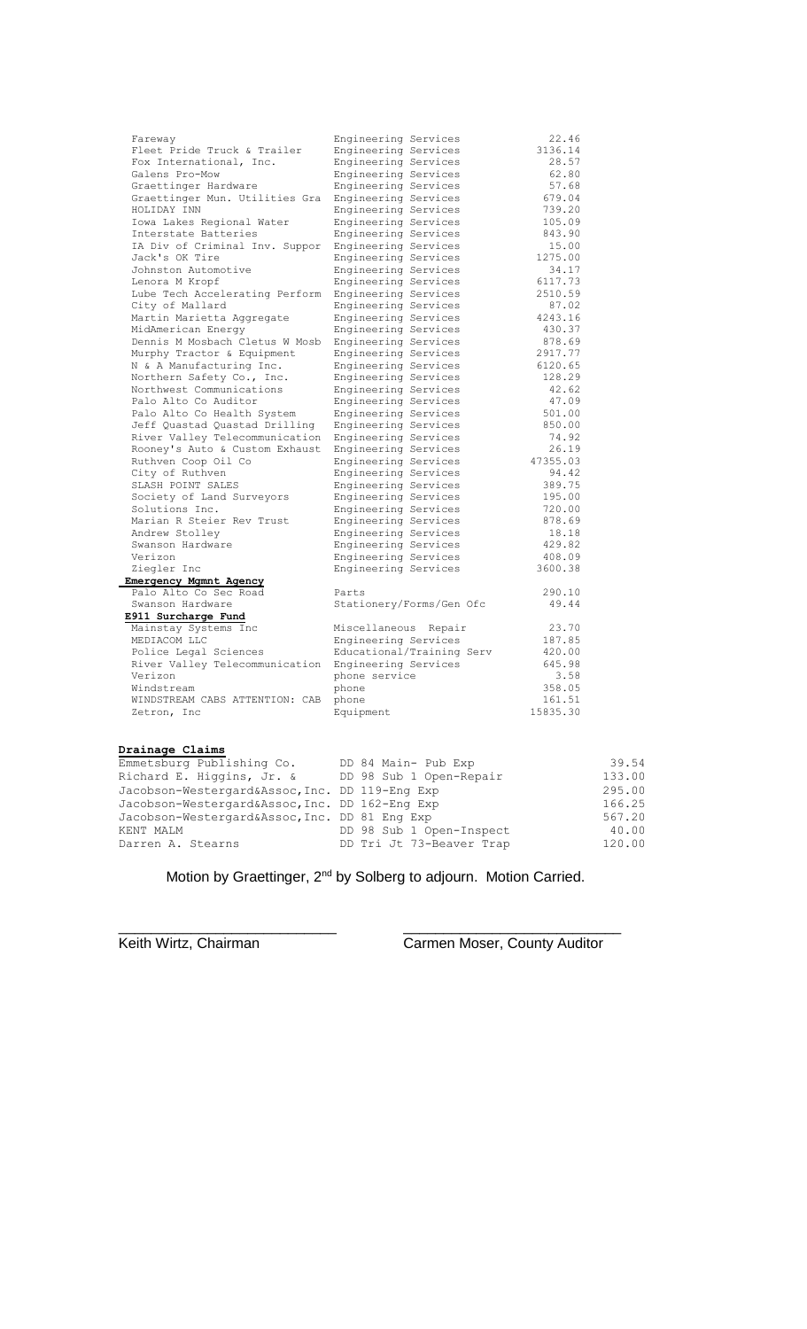| | | |
|---|---|---|
| Fareway | Engineering Services | 22.46 |
| Fleet Pride Truck & Trailer | Engineering Services | 3136.14 |
| Fox International, Inc. | Engineering Services | 28.57 |
| Galens Pro-Mow | Engineering Services | 62.80 |
| Graettinger Hardware | Engineering Services | 57.68 |
| Graettinger Mun. Utilities Gra | Engineering Services | 679.04 |
| HOLIDAY INN | Engineering Services | 739.20 |
| Iowa Lakes Regional Water | Engineering Services | 105.09 |
| Interstate Batteries | Engineering Services | 843.90 |
| IA Div of Criminal Inv. Suppor | Engineering Services | 15.00 |
| Jack's OK Tire | Engineering Services | 1275.00 |
| Johnston Automotive | Engineering Services | 34.17 |
| Lenora M Kropf | Engineering Services | 6117.73 |
| Lube Tech Accelerating Perform | Engineering Services | 2510.59 |
| City of Mallard | Engineering Services | 87.02 |
| Martin Marietta Aggregate | Engineering Services | 4243.16 |
| MidAmerican Energy | Engineering Services | 430.37 |
| Dennis M Mosbach Cletus W Mosb | Engineering Services | 878.69 |
| Murphy Tractor & Equipment | Engineering Services | 2917.77 |
| N & A Manufacturing Inc. | Engineering Services | 6120.65 |
| Northern Safety Co., Inc. | Engineering Services | 128.29 |
| Northwest Communications | Engineering Services | 42.62 |
| Palo Alto Co Auditor | Engineering Services | 47.09 |
| Palo Alto Co Health System | Engineering Services | 501.00 |
| Jeff Quastad Quastad Drilling | Engineering Services | 850.00 |
| River Valley Telecommunication | Engineering Services | 74.92 |
| Rooney's Auto & Custom Exhaust | Engineering Services | 26.19 |
| Ruthven Coop Oil Co | Engineering Services | 47355.03 |
| City of Ruthven | Engineering Services | 94.42 |
| SLASH POINT SALES | Engineering Services | 389.75 |
| Society of Land Surveyors | Engineering Services | 195.00 |
| Solutions Inc. | Engineering Services | 720.00 |
| Marian R Steier Rev Trust | Engineering Services | 878.69 |
| Andrew Stolley | Engineering Services | 18.18 |
| Swanson Hardware | Engineering Services | 429.82 |
| Verizon | Engineering Services | 408.09 |
| Ziegler Inc | Engineering Services | 3600.38 |
| **Emergency Mgmnt Agency** | | |
| Palo Alto Co Sec Road | Parts | 290.10 |
| Swanson Hardware | Stationery/Forms/Gen Ofc | 49.44 |
| **E911 Surcharge Fund** | | |
| Mainstay Systems Inc | Miscellaneous Repair | 23.70 |
| MEDIACOM LLC | Engineering Services | 187.85 |
| Police Legal Sciences | Educational/Training Serv | 420.00 |
| River Valley Telecommunication | Engineering Services | 645.98 |
| Verizon | phone service | 3.58 |
| Windstream | phone | 358.05 |
| WINDSTREAM CABS ATTENTION: CAB | phone | 161.51 |
| Zetron, Inc | Equipment | 15835.30 |

**Drainage Claims**

| | | |
|---|---|---|
| Emmetsburg Publishing Co. | DD 84 Main- Pub Exp | 39.54 |
| Richard E. Higgins, Jr. & | DD 98 Sub 1 Open-Repair | 133.00 |
| Jacobson-Westergard&Assoc,Inc. | DD 119-Eng Exp | 295.00 |
| Jacobson-Westergard&Assoc,Inc. | DD 162-Eng Exp | 166.25 |
| Jacobson-Westergard&Assoc,Inc. | DD 81 Eng Exp | 567.20 |
| KENT MALM | DD 98 Sub 1 Open-Inspect | 40.00 |
| Darren A. Stearns | DD Tri Jt 73-Beaver Trap | 120.00 |

Motion by Graettinger, 2nd by Solberg to adjourn. Motion Carried.

\_\_\_\_\_\_\_\_\_\_\_\_\_\_\_\_\_\_\_\_\_\_\_\_\_\_\_ \_\_\_\_\_\_\_\_\_\_\_\_\_\_\_\_\_\_\_\_\_\_\_\_\_\_\_

Keith Wirtz, Chairman Carmen Moser, County Auditor